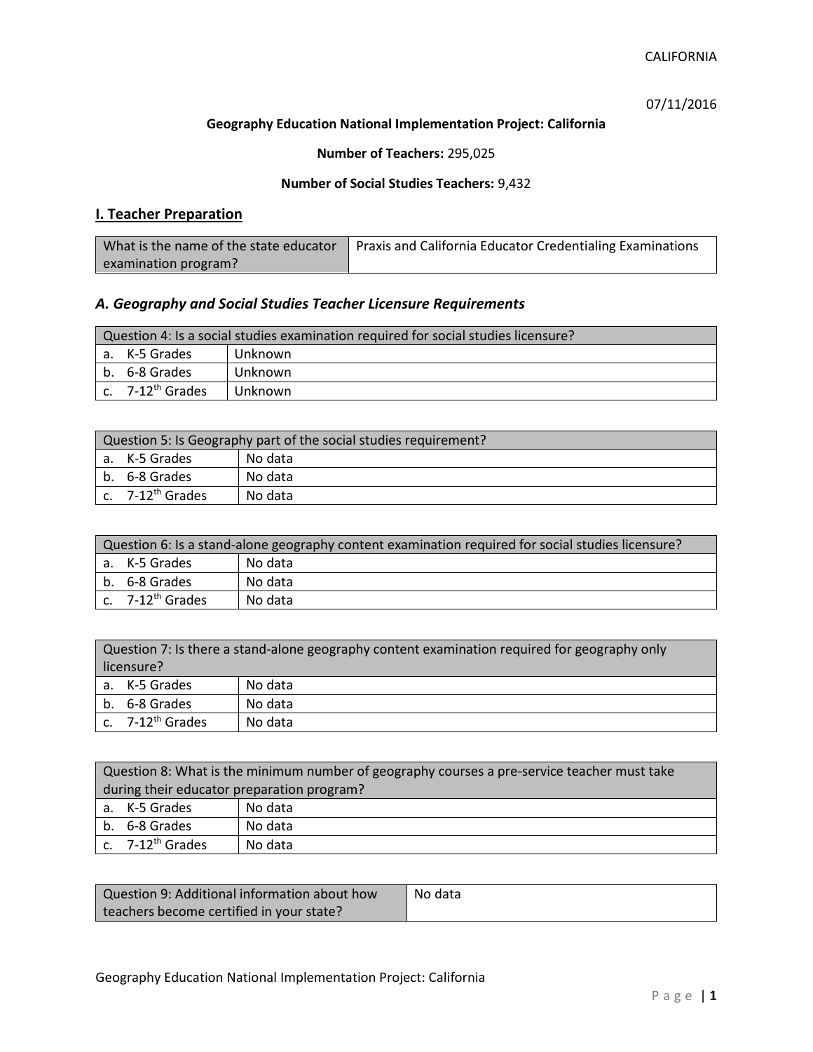CALIFORNIA

07/11/2016

**Geography Education National Implementation Project: California**

**Number of Teachers:** 295,025

**Number of Social Studies Teachers:** 9,432

## I. Teacher Preparation

| What is the name of the state educator examination program? | Praxis and California Educator Credentialing Examinations |
|---|---|

### *A. Geography and Social Studies Teacher Licensure Requirements*

| Question 4: Is a social studies examination required for social studies licensure? | |
|---|---|
| a. K-5 Grades | Unknown |
| b. 6-8 Grades | Unknown |
| c. 7-12th Grades | Unknown |

| Question 5: Is Geography part of the social studies requirement? | |
|---|---|
| a. K-5 Grades | No data |
| b. 6-8 Grades | No data |
| c. 7-12th Grades | No data |

| Question 6: Is a stand-alone geography content examination required for social studies licensure? | |
|---|---|
| a. K-5 Grades | No data |
| b. 6-8 Grades | No data |
| c. 7-12th Grades | No data |

| Question 7: Is there a stand-alone geography content examination required for geography only licensure? | |
|---|---|
| a. K-5 Grades | No data |
| b. 6-8 Grades | No data |
| c. 7-12th Grades | No data |

| Question 8: What is the minimum number of geography courses a pre-service teacher must take during their educator preparation program? | |
|---|---|
| a. K-5 Grades | No data |
| b. 6-8 Grades | No data |
| c. 7-12th Grades | No data |

| Question 9: Additional information about how teachers become certified in your state? | No data |
|---|---|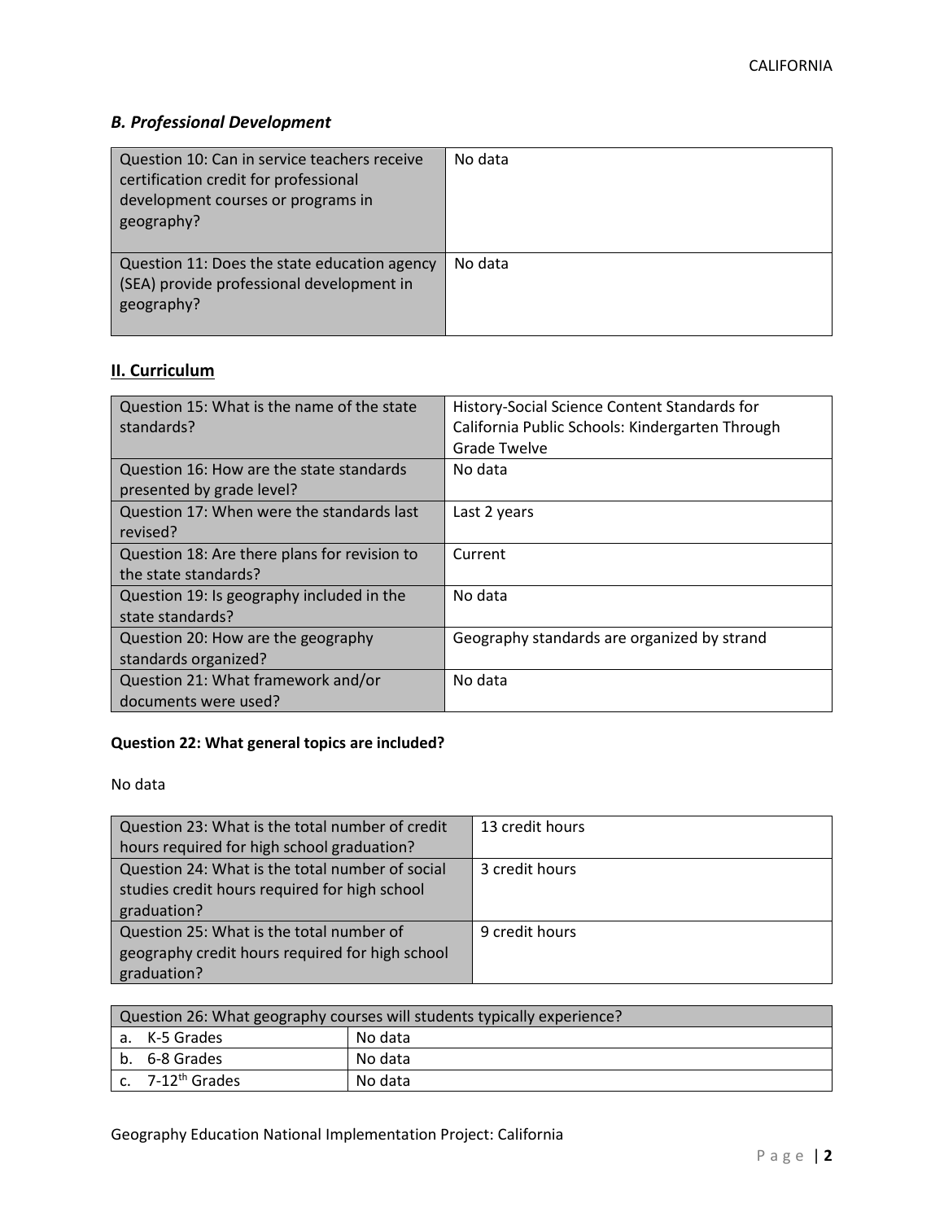### *B. Professional Development*

| | |
|---|---|
| Question 10: Can in service teachers receive certification credit for professional development courses or programs in geography? | No data |
| Question 11: Does the state education agency (SEA) provide professional development in geography? | No data |

## II. Curriculum

| | |
|---|---|
| Question 15: What is the name of the state standards? | History-Social Science Content Standards for California Public Schools: Kindergarten Through Grade Twelve |
| Question 16: How are the state standards presented by grade level? | No data |
| Question 17: When were the standards last revised? | Last 2 years |
| Question 18: Are there plans for revision to the state standards? | Current |
| Question 19: Is geography included in the state standards? | No data |
| Question 20: How are the geography standards organized? | Geography standards are organized by strand |
| Question 21: What framework and/or documents were used? | No data |

**Question 22: What general topics are included?**

No data

| | |
|---|---|
| Question 23: What is the total number of credit hours required for high school graduation? | 13 credit hours |
| Question 24: What is the total number of social studies credit hours required for high school graduation? | 3 credit hours |
| Question 25: What is the total number of geography credit hours required for high school graduation? | 9 credit hours |

| Question 26: What geography courses will students typically experience? | |
|---|---|
| a. K-5 Grades | No data |
| b. 6-8 Grades | No data |
| c. 7-12th Grades | No data |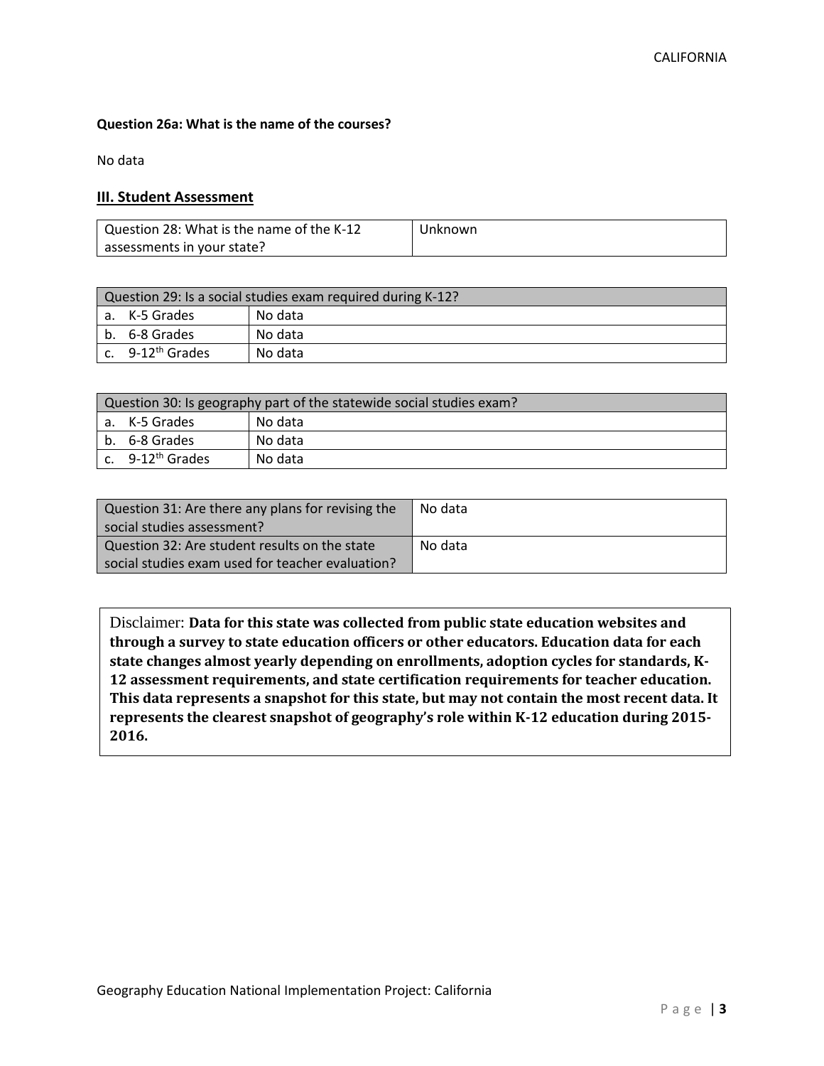**Question 26a: What is the name of the courses?**

No data

## III. Student Assessment

| | |
|---|---|
| Question 28: What is the name of the K-12 assessments in your state? | Unknown |

| Question 29: Is a social studies exam required during K-12? | |
|---|---|
| a. K-5 Grades | No data |
| b. 6-8 Grades | No data |
| c. 9-12th Grades | No data |

| Question 30: Is geography part of the statewide social studies exam? | |
|---|---|
| a. K-5 Grades | No data |
| b. 6-8 Grades | No data |
| c. 9-12th Grades | No data |

| | |
|---|---|
| Question 31: Are there any plans for revising the social studies assessment? | No data |
| Question 32: Are student results on the state social studies exam used for teacher evaluation? | No data |

Disclaimer: **Data for this state was collected from public state education websites and through a survey to state education officers or other educators. Education data for each state changes almost yearly depending on enrollments, adoption cycles for standards, K-12 assessment requirements, and state certification requirements for teacher education. This data represents a snapshot for this state, but may not contain the most recent data. It represents the clearest snapshot of geography's role within K-12 education during 2015-2016.**